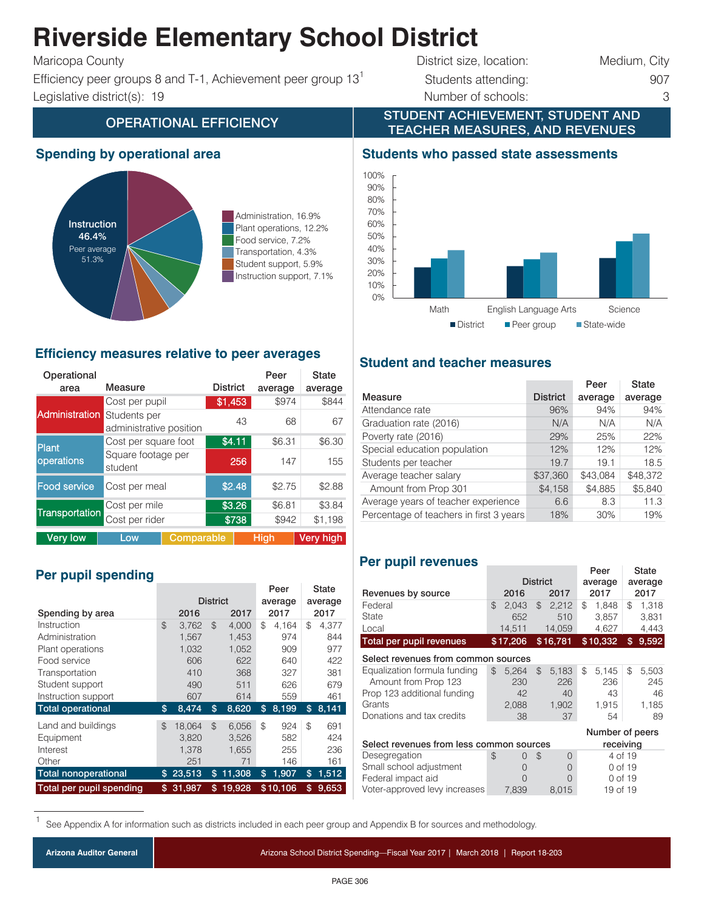# Riverside Elementary School District

Maricopa County
Efficiency peer groups 8 and T-1, Achievement peer group 13[1]
Legislative district(s): 19

District size, location: Medium, City
Students attending: 907
Number of schools: 3

## OPERATIONAL EFFICIENCY

### Spending by operational area

- Instruction, 46.4% (Peer average 51.3%)
- Administration, 16.9%
- Plant operations, 12.2%
- Food service, 7.2%
- Transportation, 4.3%
- Student support, 5.9%
- Instruction support, 7.1%

### Efficiency measures relative to peer averages

| Operational area | Measure | District | Peer average | State average |
|---|---|---|---|---|
| Administration | Cost per pupil | $1,453 | $974 | $844 |
| | Students per administrative position | 43 | 68 | 67 |
| Plant operations | Cost per square foot | $4.11 | $6.31 | $6.30 |
| | Square footage per student | 256 | 147 | 155 |
| Food service | Cost per meal | $2.48 | $2.75 | $2.88 |
| Transportation | Cost per mile | $3.26 | $6.81 | $3.84 |
| | Cost per rider | $738 | $942 | $1,198 |

Very low | Low | Comparable | High | Very high

### Per pupil spending

| Spending by area | District 2016 | District 2017 | Peer average 2017 | State average 2017 |
|---|---|---|---|---|
| Instruction | $ 3,762 | $ 4,000 | $ 4,164 | $ 4,377 |
| Administration | 1,567 | 1,453 | 974 | 844 |
| Plant operations | 1,032 | 1,052 | 909 | 977 |
| Food service | 606 | 622 | 640 | 422 |
| Transportation | 410 | 368 | 327 | 381 |
| Student support | 490 | 511 | 626 | 679 |
| Instruction support | 607 | 614 | 559 | 461 |
| **Total operational** | **$ 8,474** | **$ 8,620** | **$ 8,199** | **$ 8,141** |
| Land and buildings | $ 18,064 | $ 6,056 | $ 924 | $ 691 |
| Equipment | 3,820 | 3,526 | 582 | 424 |
| Interest | 1,378 | 1,655 | 255 | 236 |
| Other | 251 | 71 | 146 | 161 |
| **Total nonoperational** | **$ 23,513** | **$ 11,308** | **$ 1,907** | **$ 1,512** |
| **Total per pupil spending** | **$ 31,987** | **$ 19,928** | **$10,106** | **$ 9,653** |

## STUDENT ACHIEVEMENT, STUDENT AND TEACHER MEASURES, AND REVENUES

### Students who passed state assessments

(Bar chart: District, Peer group, State-wide for Math, English Language Arts, Science)

### Student and teacher measures

| Measure | District | Peer average | State average |
|---|---|---|---|
| Attendance rate | 96% | 94% | 94% |
| Graduation rate (2016) | N/A | N/A | N/A |
| Poverty rate (2016) | 29% | 25% | 22% |
| Special education population | 12% | 12% | 12% |
| Students per teacher | 19.7 | 19.1 | 18.5 |
| Average teacher salary | $37,360 | $43,084 | $48,372 |
| Amount from Prop 301 | $4,158 | $4,885 | $5,840 |
| Average years of teacher experience | 6.6 | 8.3 | 11.3 |
| Percentage of teachers in first 3 years | 18% | 30% | 19% |

### Per pupil revenues

| Revenues by source | District 2016 | District 2017 | Peer average 2017 | State average 2017 |
|---|---|---|---|---|
| Federal | $ 2,043 | $ 2,212 | $ 1,848 | $ 1,318 |
| State | 652 | 510 | 3,857 | 3,831 |
| Local | 14,511 | 14,059 | 4,627 | 4,443 |
| **Total per pupil revenues** | **$17,206** | **$16,781** | **$10,332** | **$ 9,592** |
| *Select revenues from common sources* | | | | |
| Equalization formula funding | $ 5,264 | $ 5,183 | $ 5,145 | $ 5,503 |
| Amount from Prop 123 | 230 | 226 | 236 | 245 |
| Prop 123 additional funding | 42 | 40 | 43 | 46 |
| Grants | 2,088 | 1,902 | 1,915 | 1,185 |
| Donations and tax credits | 38 | 37 | 54 | 89 |

| Select revenues from less common sources | District 2016 | District 2017 | Number of peers receiving |
|---|---|---|---|
| Desegregation | $ 0 | $ 0 | 4 of 19 |
| Small school adjustment | 0 | 0 | 0 of 19 |
| Federal impact aid | 0 | 0 | 0 of 19 |
| Voter-approved levy increases | 7,839 | 8,015 | 19 of 19 |

[1] See Appendix A for information such as districts included in each peer group and Appendix B for sources and methodology.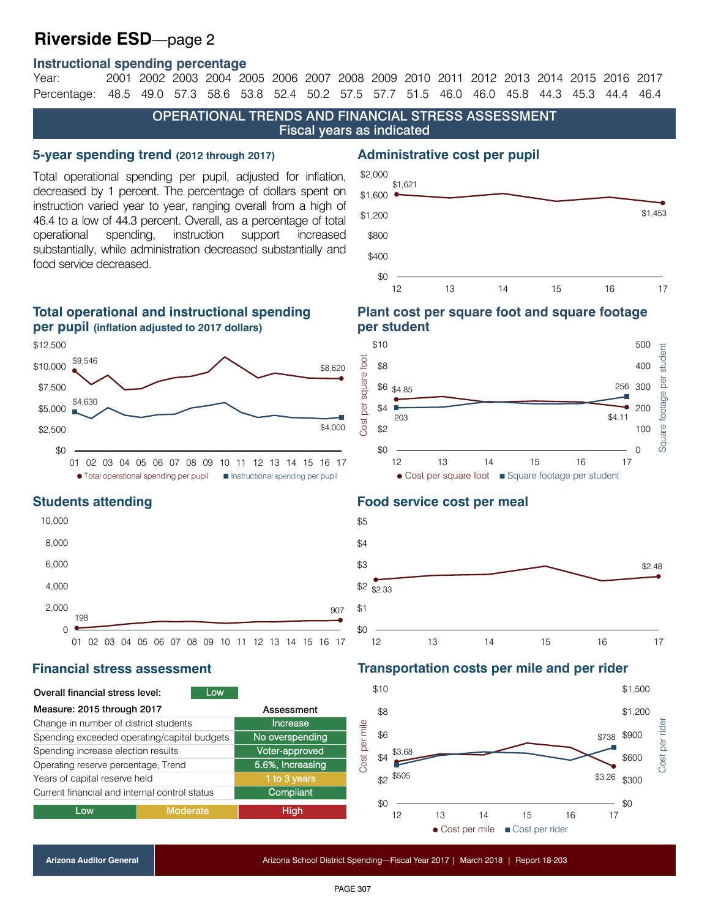# Riverside ESD—page 2

### Instructional spending percentage

| Year: | 2001 | 2002 | 2003 | 2004 | 2005 | 2006 | 2007 | 2008 | 2009 | 2010 | 2011 | 2012 | 2013 | 2014 | 2015 | 2016 | 2017 |
|---|---|---|---|---|---|---|---|---|---|---|---|---|---|---|---|---|---|
| Percentage: | 48.5 | 49.0 | 57.3 | 58.6 | 53.8 | 52.4 | 50.2 | 57.5 | 57.7 | 51.5 | 46.0 | 46.0 | 45.8 | 44.3 | 45.3 | 44.4 | 46.4 |

## OPERATIONAL TRENDS AND FINANCIAL STRESS ASSESSMENT
Fiscal years as indicated

### 5-year spending trend (2012 through 2017)

Total operational spending per pupil, adjusted for inflation, decreased by 1 percent. The percentage of dollars spent on instruction varied year to year, ranging overall from a high of 46.4 to a low of 44.3 percent. Overall, as a percentage of total operational spending, instruction support increased substantially, while administration decreased substantially and food service decreased.

### Administrative cost per pupil

$2,000
$1,600
$1,200
$800
$400
$0
$1,621
$1,453
12 13 14 15 16 17

### Total operational and instructional spending per pupil (inflation adjusted to 2017 dollars)

$12,500
$10,000
$7,500
$5,000
$2,500
$0
$9,546
$8,620
$4,630
$4,000
01 02 03 04 05 06 07 08 09 10 11 12 13 14 15 16 17
● Total operational spending per pupil ■ Instructional spending per pupil

### Plant cost per square foot and square footage per student

Cost per square foot: $10 $8 $6 $4 $2 $0
Square footage per student: 500 400 300 200 100 0
$4.85
203
256
$4.11
12 13 14 15 16 17
● Cost per square foot ■ Square footage per student

### Students attending

10,000
8,000
6,000
4,000
2,000
0
198
907
01 02 03 04 05 06 07 08 09 10 11 12 13 14 15 16 17

### Food service cost per meal

$5
$4
$3
$2
$1
$0
$2.33
$2.48
12 13 14 15 16 17

### Financial stress assessment

**Overall financial stress level:** Low

| Measure: 2015 through 2017 | Assessment |
|---|---|
| Change in number of district students | Increase |
| Spending exceeded operating/capital budgets | No overspending |
| Spending increase election results | Voter-approved |
| Operating reserve percentage, Trend | 5.6%, Increasing |
| Years of capital reserve held | 1 to 3 years |
| Current financial and internal control status | Compliant |

Low | Moderate | High

### Transportation costs per mile and per rider

Cost per mile: $10 $8 $6 $4 $2 $0
Cost per rider: $1,500 $1,200 $900 $600 $300 $0
$3.68
$505
$738
$3.26
12 13 14 15 16 17
● Cost per mile ■ Cost per rider